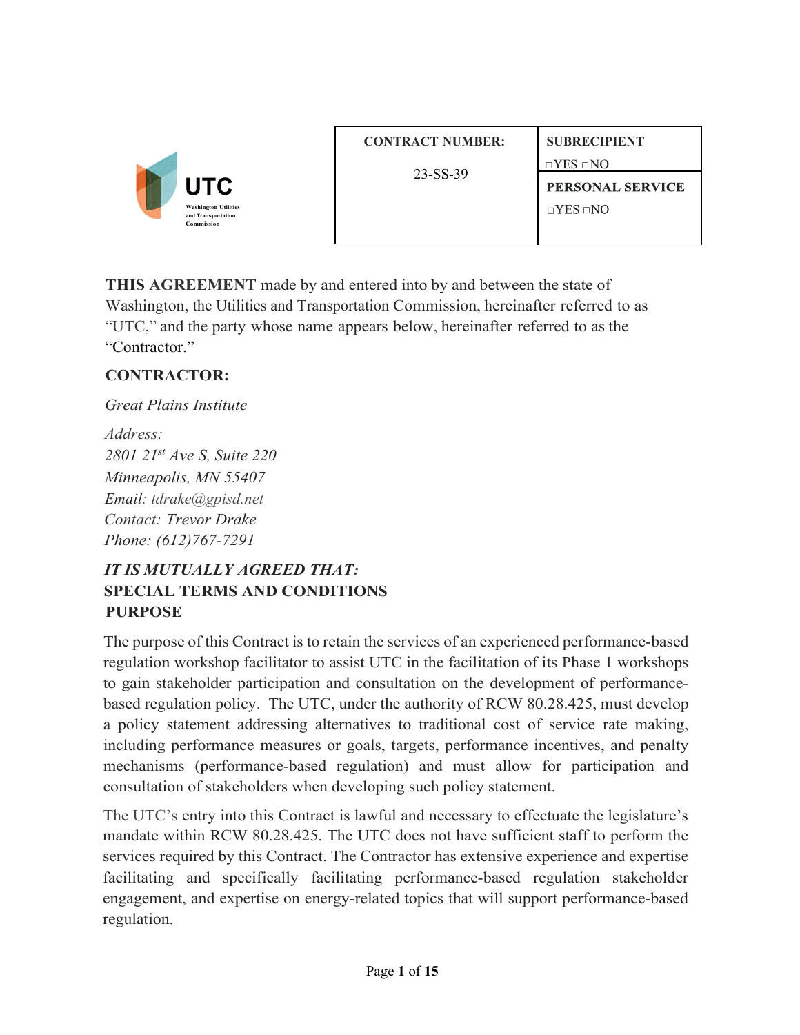UTC
Washington Utilities and Transportation Commission

| CONTRACT NUMBER: | SUBRECIPIENT |
|---|---|
| 23-SS-39 | □YES □NO |
| | **PERSONAL SERVICE** |
| | □YES □NO |

**THIS AGREEMENT** made by and entered into by and between the state of Washington, the Utilities and Transportation Commission, hereinafter referred to as "UTC," and the party whose name appears below, hereinafter referred to as the "Contractor."

**CONTRACTOR:**

*Great Plains Institute*

*Address:*
*2801 21st Ave S, Suite 220*
*Minneapolis, MN 55407*
*Email: tdrake@gpisd.net*
*Contact: Trevor Drake*
*Phone: (612)767-7291*

***IT IS MUTUALLY AGREED THAT:***

**SPECIAL TERMS AND CONDITIONS**

**PURPOSE**

The purpose of this Contract is to retain the services of an experienced performance-based regulation workshop facilitator to assist UTC in the facilitation of its Phase 1 workshops to gain stakeholder participation and consultation on the development of performance-based regulation policy. The UTC, under the authority of RCW 80.28.425, must develop a policy statement addressing alternatives to traditional cost of service rate making, including performance measures or goals, targets, performance incentives, and penalty mechanisms (performance-based regulation) and must allow for participation and consultation of stakeholders when developing such policy statement.

The UTC's entry into this Contract is lawful and necessary to effectuate the legislature's mandate within RCW 80.28.425. The UTC does not have sufficient staff to perform the services required by this Contract. The Contractor has extensive experience and expertise facilitating and specifically facilitating performance-based regulation stakeholder engagement, and expertise on energy-related topics that will support performance-based regulation.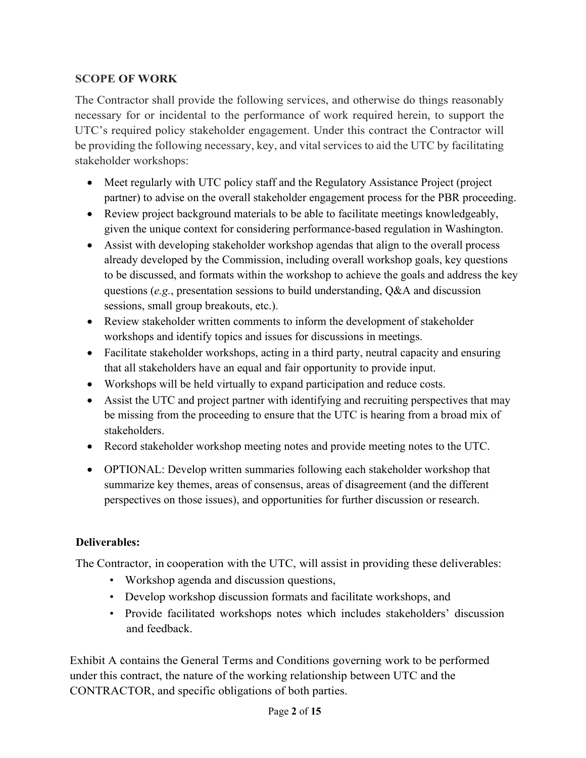## SCOPE OF WORK

The Contractor shall provide the following services, and otherwise do things reasonably necessary for or incidental to the performance of work required herein, to support the UTC's required policy stakeholder engagement. Under this contract the Contractor will be providing the following necessary, key, and vital services to aid the UTC by facilitating stakeholder workshops:

- Meet regularly with UTC policy staff and the Regulatory Assistance Project (project partner) to advise on the overall stakeholder engagement process for the PBR proceeding.
- Review project background materials to be able to facilitate meetings knowledgeably, given the unique context for considering performance-based regulation in Washington.
- Assist with developing stakeholder workshop agendas that align to the overall process already developed by the Commission, including overall workshop goals, key questions to be discussed, and formats within the workshop to achieve the goals and address the key questions (*e.g.*, presentation sessions to build understanding, Q&A and discussion sessions, small group breakouts, etc.).
- Review stakeholder written comments to inform the development of stakeholder workshops and identify topics and issues for discussions in meetings.
- Facilitate stakeholder workshops, acting in a third party, neutral capacity and ensuring that all stakeholders have an equal and fair opportunity to provide input.
- Workshops will be held virtually to expand participation and reduce costs.
- Assist the UTC and project partner with identifying and recruiting perspectives that may be missing from the proceeding to ensure that the UTC is hearing from a broad mix of stakeholders.
- Record stakeholder workshop meeting notes and provide meeting notes to the UTC.
- OPTIONAL: Develop written summaries following each stakeholder workshop that summarize key themes, areas of consensus, areas of disagreement (and the different perspectives on those issues), and opportunities for further discussion or research.

**Deliverables:**

The Contractor, in cooperation with the UTC, will assist in providing these deliverables:

- Workshop agenda and discussion questions,
- Develop workshop discussion formats and facilitate workshops, and
- Provide facilitated workshops notes which includes stakeholders' discussion and feedback.

Exhibit A contains the General Terms and Conditions governing work to be performed under this contract, the nature of the working relationship between UTC and the CONTRACTOR, and specific obligations of both parties.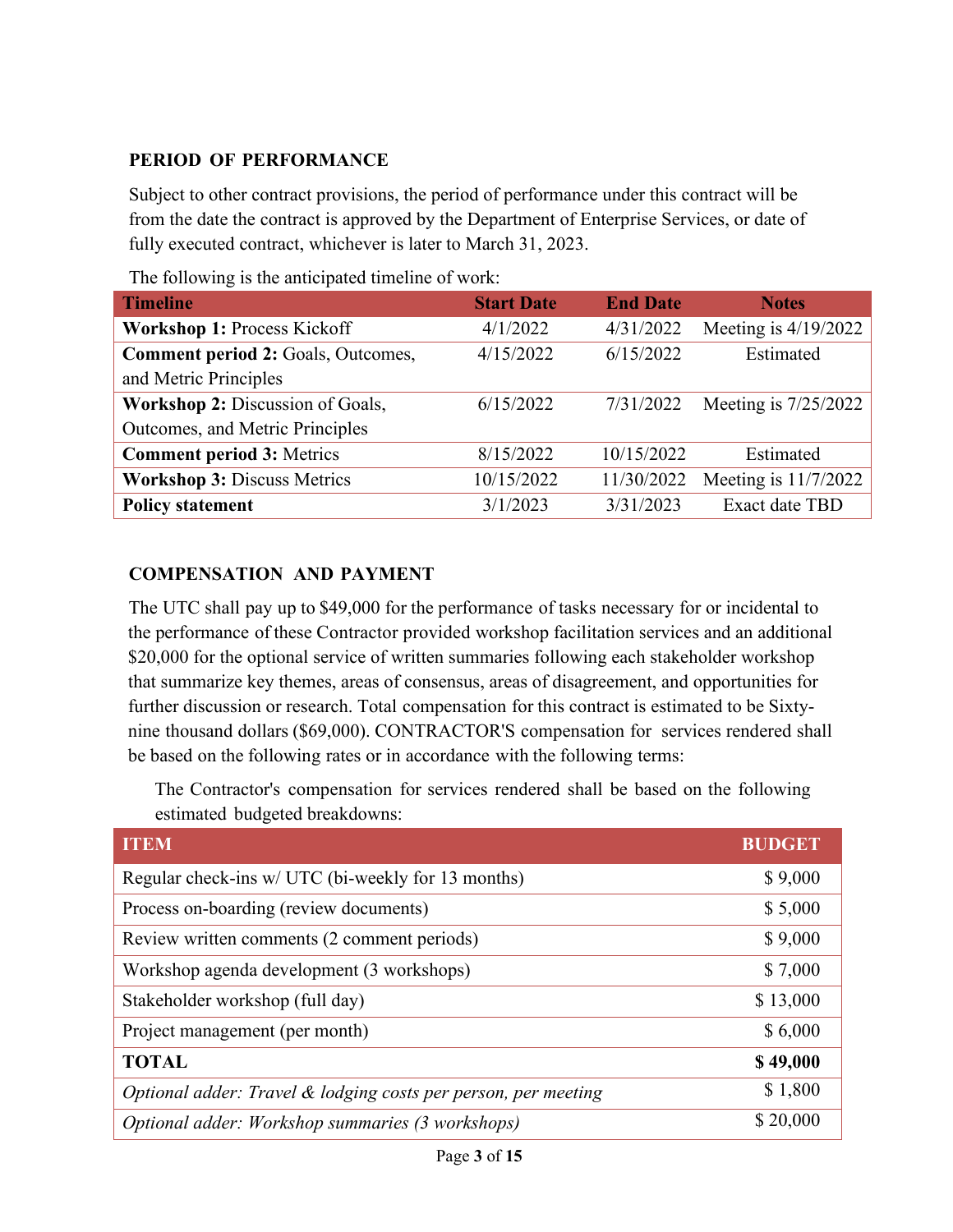## PERIOD OF PERFORMANCE

Subject to other contract provisions, the period of performance under this contract will be from the date the contract is approved by the Department of Enterprise Services, or date of fully executed contract, whichever is later to March 31, 2023.

The following is the anticipated timeline of work:

| Timeline | Start Date | End Date | Notes |
|---|---|---|---|
| **Workshop 1:** Process Kickoff | 4/1/2022 | 4/31/2022 | Meeting is 4/19/2022 |
| **Comment period 2:** Goals, Outcomes, and Metric Principles | 4/15/2022 | 6/15/2022 | Estimated |
| **Workshop 2:** Discussion of Goals, Outcomes, and Metric Principles | 6/15/2022 | 7/31/2022 | Meeting is 7/25/2022 |
| **Comment period 3:** Metrics | 8/15/2022 | 10/15/2022 | Estimated |
| **Workshop 3:** Discuss Metrics | 10/15/2022 | 11/30/2022 | Meeting is 11/7/2022 |
| **Policy statement** | 3/1/2023 | 3/31/2023 | Exact date TBD |

## COMPENSATION AND PAYMENT

The UTC shall pay up to $49,000 for the performance of tasks necessary for or incidental to the performance of these Contractor provided workshop facilitation services and an additional $20,000 for the optional service of written summaries following each stakeholder workshop that summarize key themes, areas of consensus, areas of disagreement, and opportunities for further discussion or research. Total compensation for this contract is estimated to be Sixty-nine thousand dollars ($69,000). CONTRACTOR'S compensation for services rendered shall be based on the following rates or in accordance with the following terms:

The Contractor's compensation for services rendered shall be based on the following estimated budgeted breakdowns:

| ITEM | BUDGET |
|---|---|
| Regular check-ins w/ UTC (bi-weekly for 13 months) | $ 9,000 |
| Process on-boarding (review documents) | $ 5,000 |
| Review written comments (2 comment periods) | $ 9,000 |
| Workshop agenda development (3 workshops) | $ 7,000 |
| Stakeholder workshop (full day) | $ 13,000 |
| Project management (per month) | $ 6,000 |
| **TOTAL** | **$ 49,000** |
| *Optional adder: Travel & lodging costs per person, per meeting* | $ 1,800 |
| *Optional adder: Workshop summaries (3 workshops)* | $ 20,000 |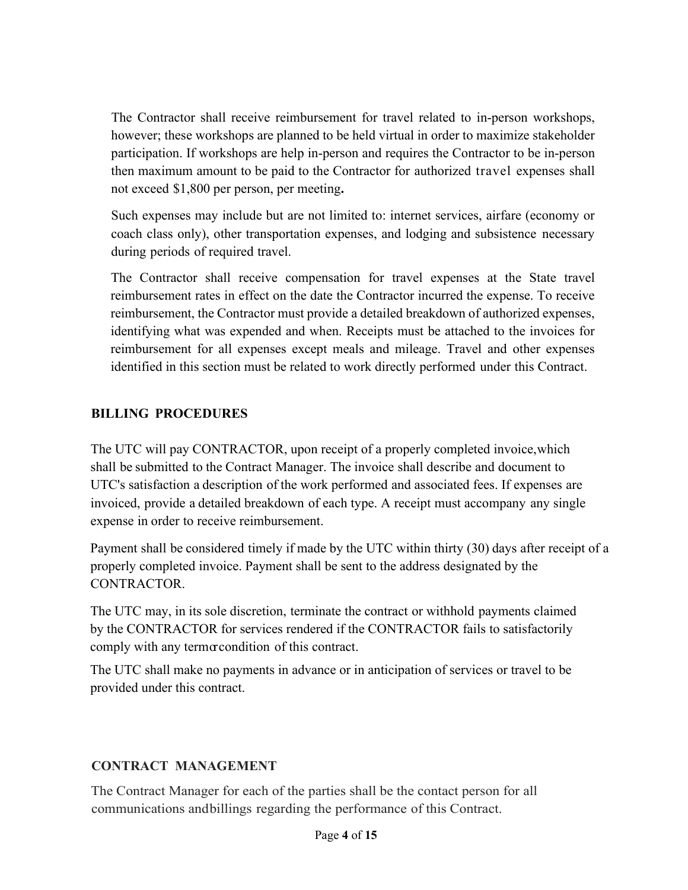The Contractor shall receive reimbursement for travel related to in-person workshops, however; these workshops are planned to be held virtual in order to maximize stakeholder participation. If workshops are help in-person and requires the Contractor to be in-person then maximum amount to be paid to the Contractor for authorized travel expenses shall not exceed $1,800 per person, per meeting**.**

Such expenses may include but are not limited to: internet services, airfare (economy or coach class only), other transportation expenses, and lodging and subsistence necessary during periods of required travel.

The Contractor shall receive compensation for travel expenses at the State travel reimbursement rates in effect on the date the Contractor incurred the expense. To receive reimbursement, the Contractor must provide a detailed breakdown of authorized expenses, identifying what was expended and when. Receipts must be attached to the invoices for reimbursement for all expenses except meals and mileage. Travel and other expenses identified in this section must be related to work directly performed under this Contract.

## BILLING PROCEDURES

The UTC will pay CONTRACTOR, upon receipt of a properly completed invoice,which shall be submitted to the Contract Manager. The invoice shall describe and document to UTC's satisfaction a description of the work performed and associated fees. If expenses are invoiced, provide a detailed breakdown of each type. A receipt must accompany any single expense in order to receive reimbursement.

Payment shall be considered timely if made by the UTC within thirty (30) days after receipt of a properly completed invoice. Payment shall be sent to the address designated by the CONTRACTOR.

The UTC may, in its sole discretion, terminate the contract or withhold payments claimed by the CONTRACTOR for services rendered if the CONTRACTOR fails to satisfactorily comply with any termorcondition of this contract.

The UTC shall make no payments in advance or in anticipation of services or travel to be provided under this contract.

## CONTRACT MANAGEMENT

The Contract Manager for each of the parties shall be the contact person for all communications andbillings regarding the performance of this Contract.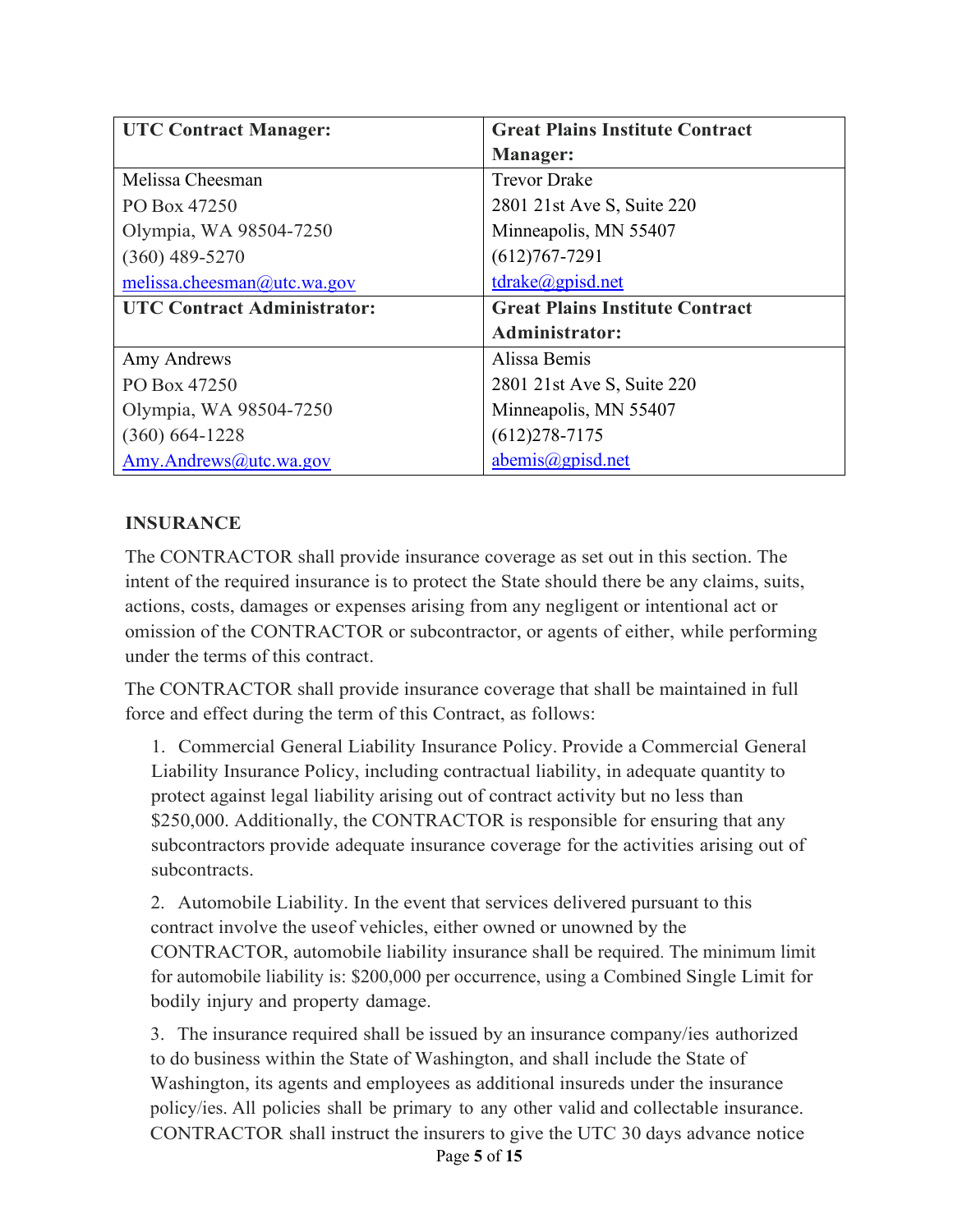| UTC Contract Manager: | Great Plains Institute Contract Manager: |
| --- | --- |
| Melissa Cheesman<br>PO Box 47250<br>Olympia, WA 98504-7250<br>(360) 489-5270<br>melissa.cheesman@utc.wa.gov | Trevor Drake<br>2801 21st Ave S, Suite 220<br>Minneapolis, MN 55407<br>(612)767-7291<br>tdrake@gpisd.net |
| **UTC Contract Administrator:** | **Great Plains Institute Contract Administrator:** |
| Amy Andrews<br>PO Box 47250<br>Olympia, WA 98504-7250<br>(360) 664-1228<br>Amy.Andrews@utc.wa.gov | Alissa Bemis<br>2801 21st Ave S, Suite 220<br>Minneapolis, MN 55407<br>(612)278-7175<br>abemis@gpisd.net |

**INSURANCE**

The CONTRACTOR shall provide insurance coverage as set out in this section. The intent of the required insurance is to protect the State should there be any claims, suits, actions, costs, damages or expenses arising from any negligent or intentional act or omission of the CONTRACTOR or subcontractor, or agents of either, while performing under the terms of this contract.

The CONTRACTOR shall provide insurance coverage that shall be maintained in full force and effect during the term of this Contract, as follows:

1. Commercial General Liability Insurance Policy. Provide a Commercial General Liability Insurance Policy, including contractual liability, in adequate quantity to protect against legal liability arising out of contract activity but no less than $250,000. Additionally, the CONTRACTOR is responsible for ensuring that any subcontractors provide adequate insurance coverage for the activities arising out of subcontracts.

2. Automobile Liability. In the event that services delivered pursuant to this contract involve the useof vehicles, either owned or unowned by the CONTRACTOR, automobile liability insurance shall be required. The minimum limit for automobile liability is: $200,000 per occurrence, using a Combined Single Limit for bodily injury and property damage.

3. The insurance required shall be issued by an insurance company/ies authorized to do business within the State of Washington, and shall include the State of Washington, its agents and employees as additional insureds under the insurance policy/ies. All policies shall be primary to any other valid and collectable insurance. CONTRACTOR shall instruct the insurers to give the UTC 30 days advance notice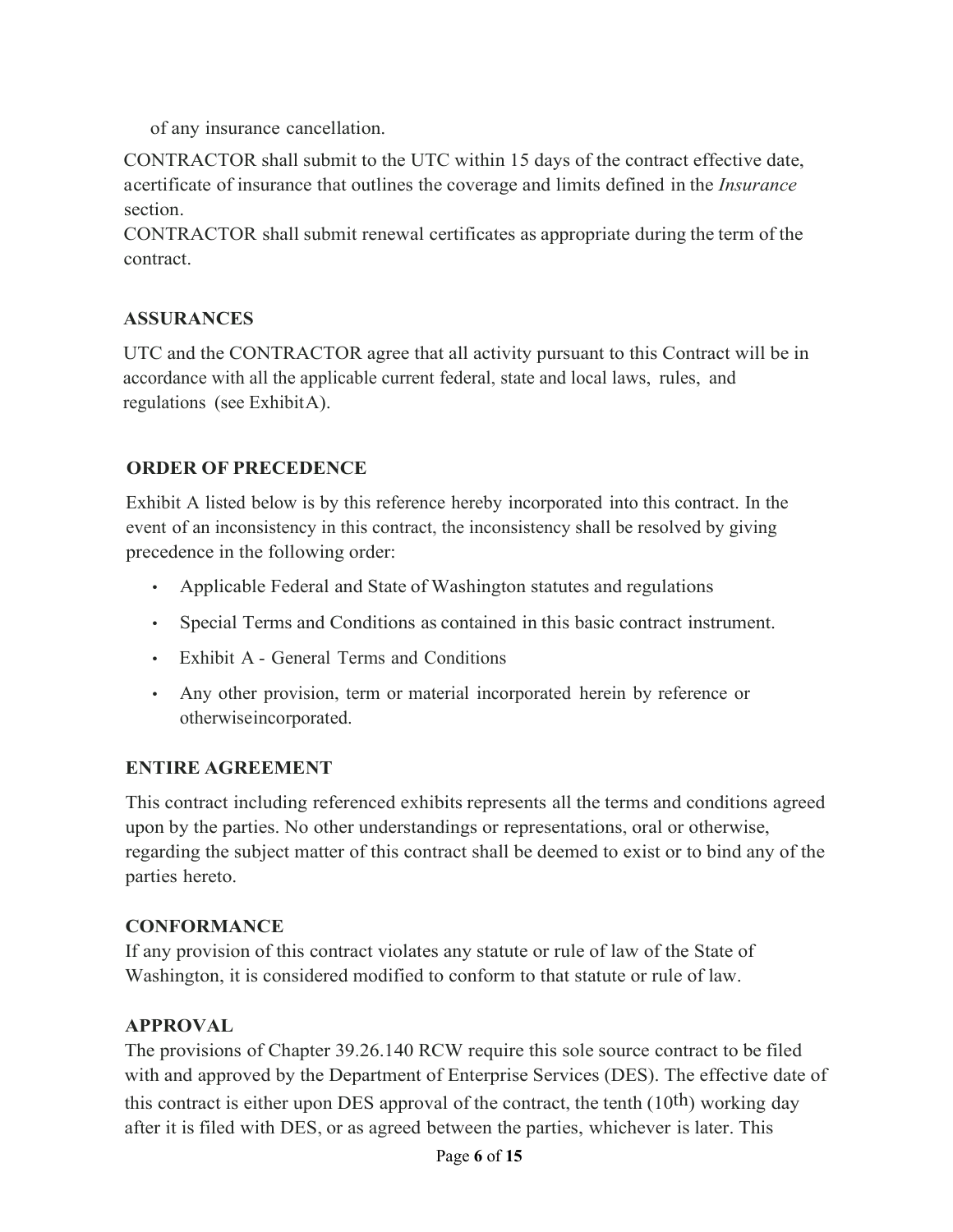of any insurance cancellation.

CONTRACTOR shall submit to the UTC within 15 days of the contract effective date, acertificate of insurance that outlines the coverage and limits defined in the *Insurance* section.

CONTRACTOR shall submit renewal certificates as appropriate during the term of the contract.

**ASSURANCES**

UTC and the CONTRACTOR agree that all activity pursuant to this Contract will be in accordance with all the applicable current federal, state and local laws, rules, and regulations (see ExhibitA).

**ORDER OF PRECEDENCE**

Exhibit A listed below is by this reference hereby incorporated into this contract. In the event of an inconsistency in this contract, the inconsistency shall be resolved by giving precedence in the following order:

- Applicable Federal and State of Washington statutes and regulations
- Special Terms and Conditions as contained in this basic contract instrument.
- Exhibit A - General Terms and Conditions
- Any other provision, term or material incorporated herein by reference or otherwiseincorporated.

**ENTIRE AGREEMENT**

This contract including referenced exhibits represents all the terms and conditions agreed upon by the parties. No other understandings or representations, oral or otherwise, regarding the subject matter of this contract shall be deemed to exist or to bind any of the parties hereto.

**CONFORMANCE**

If any provision of this contract violates any statute or rule of law of the State of Washington, it is considered modified to conform to that statute or rule of law.

**APPROVAL**

The provisions of Chapter 39.26.140 RCW require this sole source contract to be filed with and approved by the Department of Enterprise Services (DES). The effective date of this contract is either upon DES approval of the contract, the tenth (10th) working day after it is filed with DES, or as agreed between the parties, whichever is later. This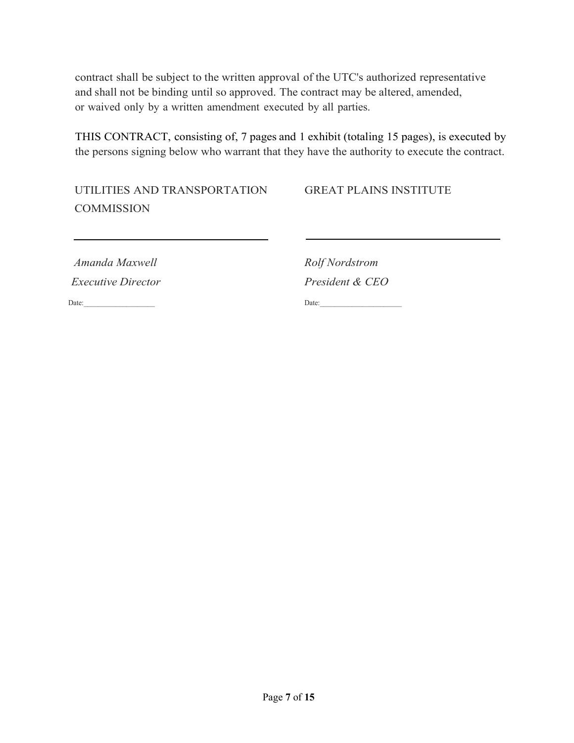contract shall be subject to the written approval of the UTC's authorized representative and shall not be binding until so approved. The contract may be altered, amended, or waived only by a written amendment executed by all parties.

THIS CONTRACT, consisting of, 7 pages and 1 exhibit (totaling 15 pages), is executed by the persons signing below who warrant that they have the authority to execute the contract.

| UTILITIES AND TRANSPORTATION COMMISSION | GREAT PLAINS INSTITUTE |
| --- | --- |
| ______________________________ | ______________________________ |
| *Amanda Maxwell* | *Rolf Nordstrom* |
| *Executive Director* | *President & CEO* |
| Date:__________________ | Date:____________________ |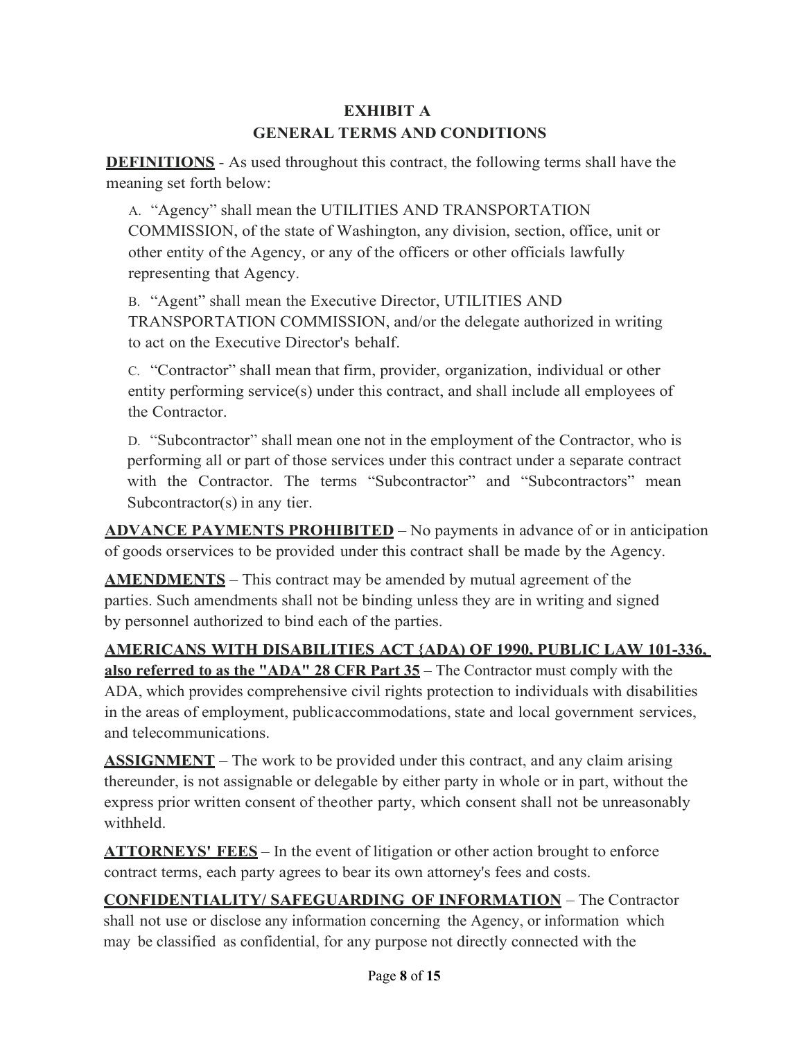# EXHIBIT A
# GENERAL TERMS AND CONDITIONS

**DEFINITIONS** - As used throughout this contract, the following terms shall have the meaning set forth below:

A. "Agency" shall mean the UTILITIES AND TRANSPORTATION COMMISSION, of the state of Washington, any division, section, office, unit or other entity of the Agency, or any of the officers or other officials lawfully representing that Agency.

B. "Agent" shall mean the Executive Director, UTILITIES AND TRANSPORTATION COMMISSION, and/or the delegate authorized in writing to act on the Executive Director's behalf.

C. "Contractor" shall mean that firm, provider, organization, individual or other entity performing service(s) under this contract, and shall include all employees of the Contractor.

D. "Subcontractor" shall mean one not in the employment of the Contractor, who is performing all or part of those services under this contract under a separate contract with the Contractor. The terms "Subcontractor" and "Subcontractors" mean Subcontractor(s) in any tier.

**ADVANCE PAYMENTS PROHIBITED** – No payments in advance of or in anticipation of goods orservices to be provided under this contract shall be made by the Agency.

**AMENDMENTS** – This contract may be amended by mutual agreement of the parties. Such amendments shall not be binding unless they are in writing and signed by personnel authorized to bind each of the parties.

**AMERICANS WITH DISABILITIES ACT {ADA) OF 1990, PUBLIC LAW 101-336, also referred to as the "ADA" 28 CFR Part 35** – The Contractor must comply with the ADA, which provides comprehensive civil rights protection to individuals with disabilities in the areas of employment, publicaccommodations, state and local government services, and telecommunications.

**ASSIGNMENT** – The work to be provided under this contract, and any claim arising thereunder, is not assignable or delegable by either party in whole or in part, without the express prior written consent of theother party, which consent shall not be unreasonably withheld.

**ATTORNEYS' FEES** – In the event of litigation or other action brought to enforce contract terms, each party agrees to bear its own attorney's fees and costs.

**CONFIDENTIALITY/ SAFEGUARDING OF INFORMATION** – The Contractor shall not use or disclose any information concerning the Agency, or information which may be classified as confidential, for any purpose not directly connected with the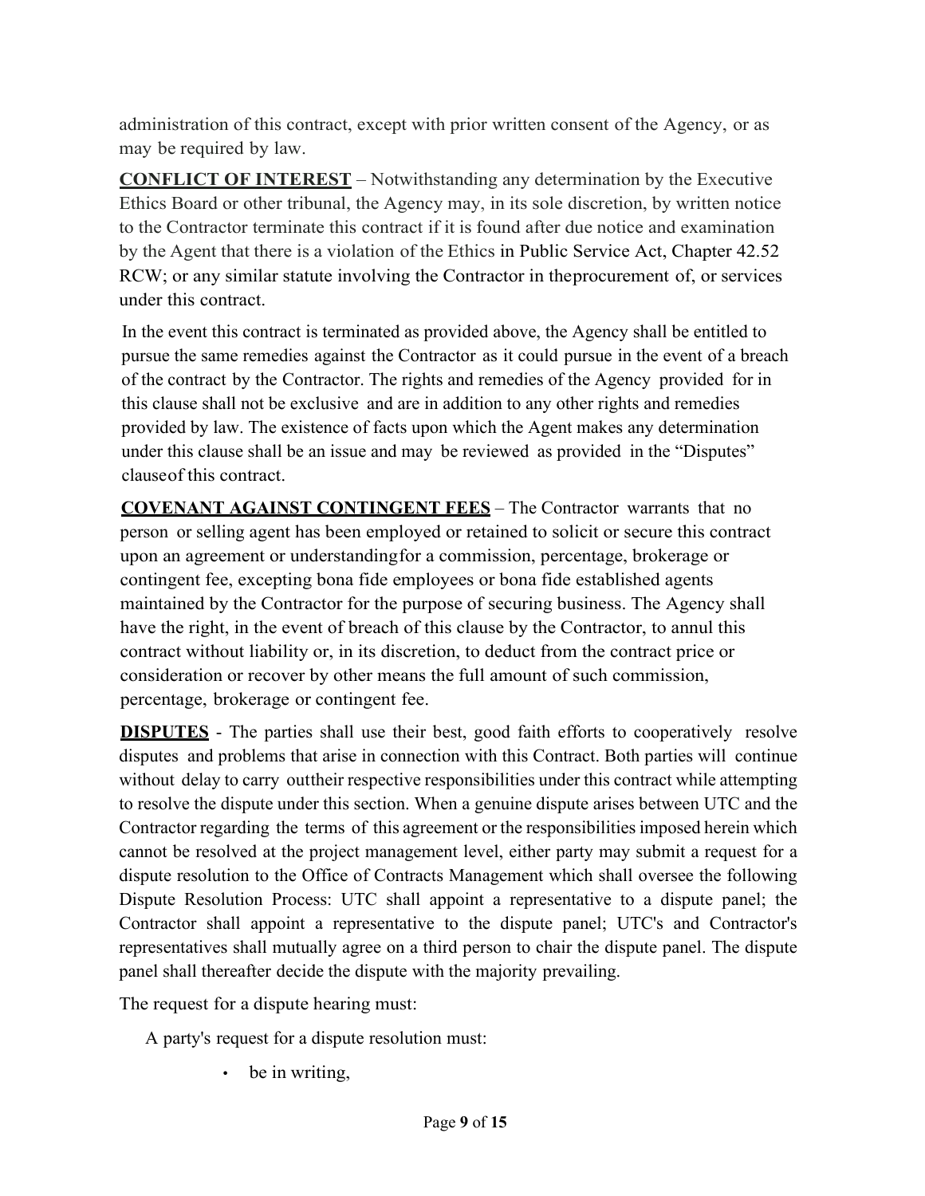administration of this contract, except with prior written consent of the Agency, or as may be required by law.

**CONFLICT OF INTEREST** – Notwithstanding any determination by the Executive Ethics Board or other tribunal, the Agency may, in its sole discretion, by written notice to the Contractor terminate this contract if it is found after due notice and examination by the Agent that there is a violation of the Ethics in Public Service Act, Chapter 42.52 RCW; or any similar statute involving the Contractor in theprocurement of, or services under this contract.

In the event this contract is terminated as provided above, the Agency shall be entitled to pursue the same remedies against the Contractor as it could pursue in the event of a breach of the contract by the Contractor. The rights and remedies of the Agency provided for in this clause shall not be exclusive and are in addition to any other rights and remedies provided by law. The existence of facts upon which the Agent makes any determination under this clause shall be an issue and may be reviewed as provided in the "Disputes" clauseof this contract.

**COVENANT AGAINST CONTINGENT FEES** – The Contractor warrants that no person or selling agent has been employed or retained to solicit or secure this contract upon an agreement or understandingfor a commission, percentage, brokerage or contingent fee, excepting bona fide employees or bona fide established agents maintained by the Contractor for the purpose of securing business. The Agency shall have the right, in the event of breach of this clause by the Contractor, to annul this contract without liability or, in its discretion, to deduct from the contract price or consideration or recover by other means the full amount of such commission, percentage, brokerage or contingent fee.

**DISPUTES** - The parties shall use their best, good faith efforts to cooperatively resolve disputes and problems that arise in connection with this Contract. Both parties will continue without delay to carry outtheir respective responsibilities under this contract while attempting to resolve the dispute under this section. When a genuine dispute arises between UTC and the Contractor regarding the terms of this agreement or the responsibilities imposed herein which cannot be resolved at the project management level, either party may submit a request for a dispute resolution to the Office of Contracts Management which shall oversee the following Dispute Resolution Process: UTC shall appoint a representative to a dispute panel; the Contractor shall appoint a representative to the dispute panel; UTC's and Contractor's representatives shall mutually agree on a third person to chair the dispute panel. The dispute panel shall thereafter decide the dispute with the majority prevailing.

The request for a dispute hearing must:

A party's request for a dispute resolution must:

- be in writing,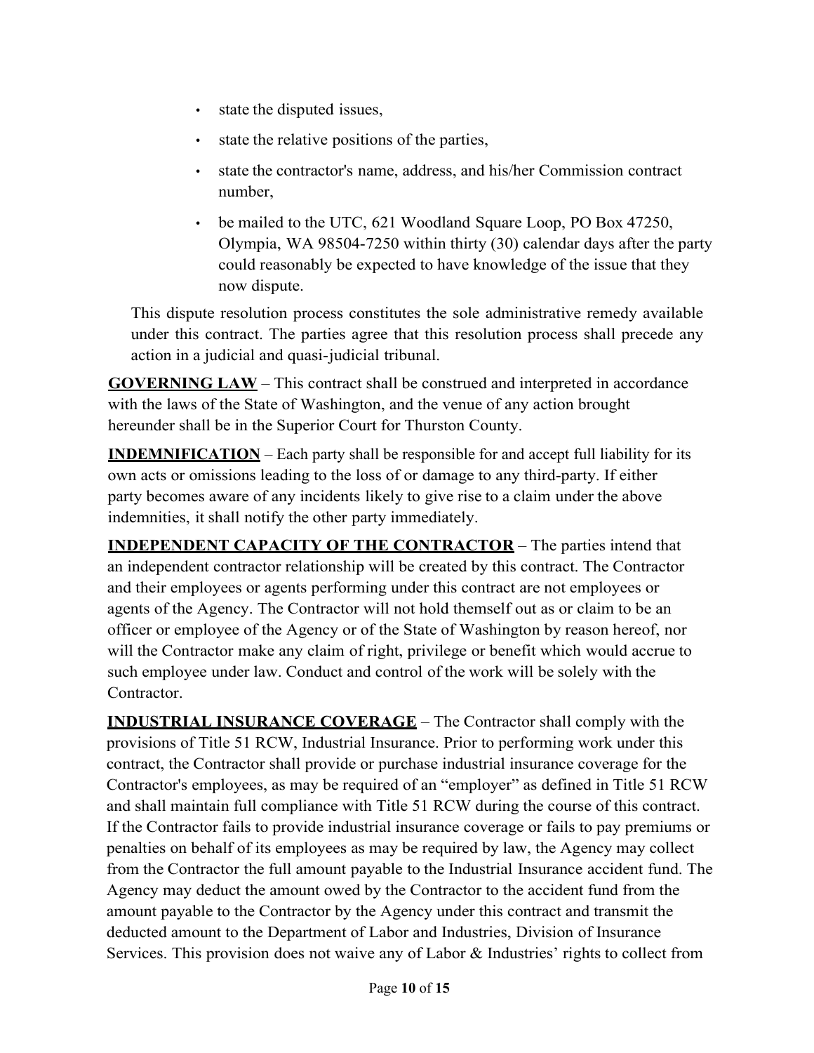- state the disputed issues,
- state the relative positions of the parties,
- state the contractor's name, address, and his/her Commission contract number,
- be mailed to the UTC, 621 Woodland Square Loop, PO Box 47250, Olympia, WA 98504-7250 within thirty (30) calendar days after the party could reasonably be expected to have knowledge of the issue that they now dispute.

This dispute resolution process constitutes the sole administrative remedy available under this contract. The parties agree that this resolution process shall precede any action in a judicial and quasi-judicial tribunal.

**GOVERNING LAW** – This contract shall be construed and interpreted in accordance with the laws of the State of Washington, and the venue of any action brought hereunder shall be in the Superior Court for Thurston County.

**INDEMNIFICATION** – Each party shall be responsible for and accept full liability for its own acts or omissions leading to the loss of or damage to any third-party. If either party becomes aware of any incidents likely to give rise to a claim under the above indemnities, it shall notify the other party immediately.

**INDEPENDENT CAPACITY OF THE CONTRACTOR** – The parties intend that an independent contractor relationship will be created by this contract. The Contractor and their employees or agents performing under this contract are not employees or agents of the Agency. The Contractor will not hold themself out as or claim to be an officer or employee of the Agency or of the State of Washington by reason hereof, nor will the Contractor make any claim of right, privilege or benefit which would accrue to such employee under law. Conduct and control of the work will be solely with the Contractor.

**INDUSTRIAL INSURANCE COVERAGE** – The Contractor shall comply with the provisions of Title 51 RCW, Industrial Insurance. Prior to performing work under this contract, the Contractor shall provide or purchase industrial insurance coverage for the Contractor's employees, as may be required of an "employer" as defined in Title 51 RCW and shall maintain full compliance with Title 51 RCW during the course of this contract. If the Contractor fails to provide industrial insurance coverage or fails to pay premiums or penalties on behalf of its employees as may be required by law, the Agency may collect from the Contractor the full amount payable to the Industrial Insurance accident fund. The Agency may deduct the amount owed by the Contractor to the accident fund from the amount payable to the Contractor by the Agency under this contract and transmit the deducted amount to the Department of Labor and Industries, Division of Insurance Services. This provision does not waive any of Labor & Industries' rights to collect from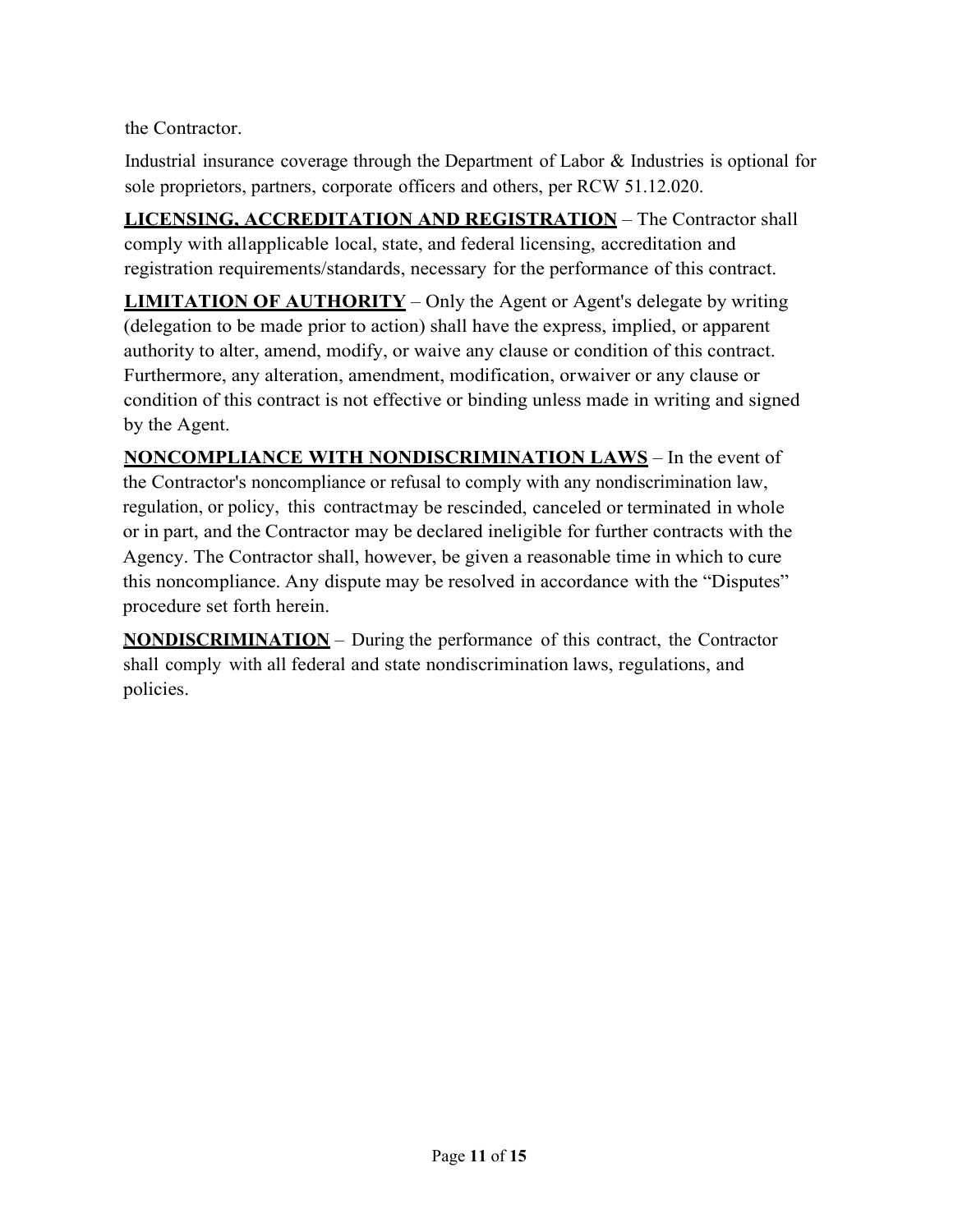the Contractor.

Industrial insurance coverage through the Department of Labor & Industries is optional for sole proprietors, partners, corporate officers and others, per RCW 51.12.020.

**LICENSING, ACCREDITATION AND REGISTRATION** – The Contractor shall comply with allapplicable local, state, and federal licensing, accreditation and registration requirements/standards, necessary for the performance of this contract.

**LIMITATION OF AUTHORITY** – Only the Agent or Agent's delegate by writing (delegation to be made prior to action) shall have the express, implied, or apparent authority to alter, amend, modify, or waive any clause or condition of this contract. Furthermore, any alteration, amendment, modification, orwaiver or any clause or condition of this contract is not effective or binding unless made in writing and signed by the Agent.

**NONCOMPLIANCE WITH NONDISCRIMINATION LAWS** – In the event of the Contractor's noncompliance or refusal to comply with any nondiscrimination law, regulation, or policy, this contractmay be rescinded, canceled or terminated in whole or in part, and the Contractor may be declared ineligible for further contracts with the Agency. The Contractor shall, however, be given a reasonable time in which to cure this noncompliance. Any dispute may be resolved in accordance with the "Disputes" procedure set forth herein.

**NONDISCRIMINATION** – During the performance of this contract, the Contractor shall comply with all federal and state nondiscrimination laws, regulations, and policies.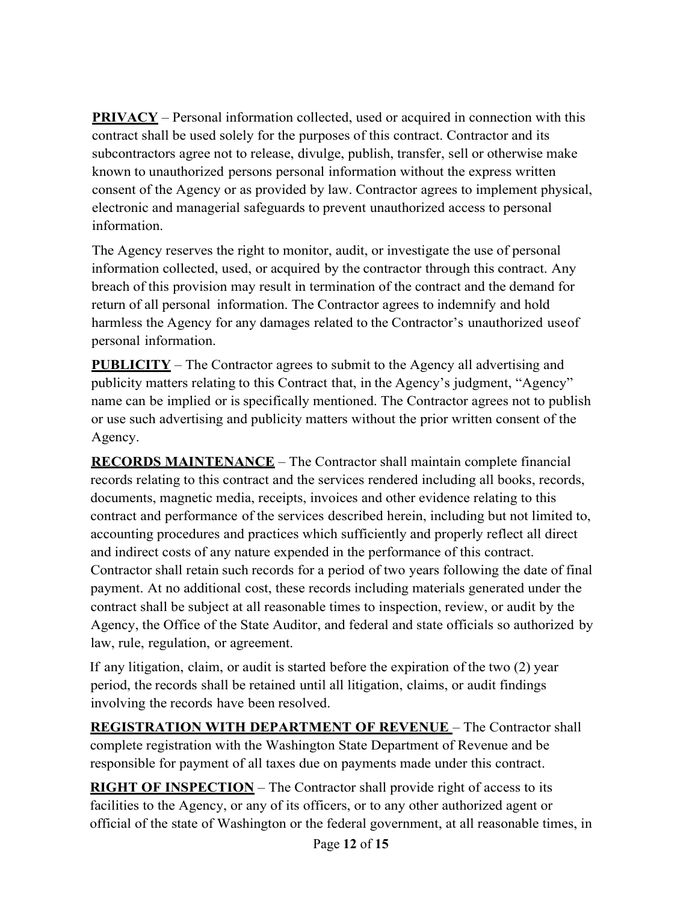**PRIVACY** – Personal information collected, used or acquired in connection with this contract shall be used solely for the purposes of this contract. Contractor and its subcontractors agree not to release, divulge, publish, transfer, sell or otherwise make known to unauthorized persons personal information without the express written consent of the Agency or as provided by law. Contractor agrees to implement physical, electronic and managerial safeguards to prevent unauthorized access to personal information.

The Agency reserves the right to monitor, audit, or investigate the use of personal information collected, used, or acquired by the contractor through this contract. Any breach of this provision may result in termination of the contract and the demand for return of all personal information. The Contractor agrees to indemnify and hold harmless the Agency for any damages related to the Contractor's unauthorized useof personal information.

**PUBLICITY** – The Contractor agrees to submit to the Agency all advertising and publicity matters relating to this Contract that, in the Agency's judgment, "Agency" name can be implied or is specifically mentioned. The Contractor agrees not to publish or use such advertising and publicity matters without the prior written consent of the Agency.

**RECORDS MAINTENANCE** – The Contractor shall maintain complete financial records relating to this contract and the services rendered including all books, records, documents, magnetic media, receipts, invoices and other evidence relating to this contract and performance of the services described herein, including but not limited to, accounting procedures and practices which sufficiently and properly reflect all direct and indirect costs of any nature expended in the performance of this contract. Contractor shall retain such records for a period of two years following the date of final payment. At no additional cost, these records including materials generated under the contract shall be subject at all reasonable times to inspection, review, or audit by the Agency, the Office of the State Auditor, and federal and state officials so authorized by law, rule, regulation, or agreement.

If any litigation, claim, or audit is started before the expiration of the two (2) year period, the records shall be retained until all litigation, claims, or audit findings involving the records have been resolved.

**REGISTRATION WITH DEPARTMENT OF REVENUE** – The Contractor shall complete registration with the Washington State Department of Revenue and be responsible for payment of all taxes due on payments made under this contract.

**RIGHT OF INSPECTION** – The Contractor shall provide right of access to its facilities to the Agency, or any of its officers, or to any other authorized agent or official of the state of Washington or the federal government, at all reasonable times, in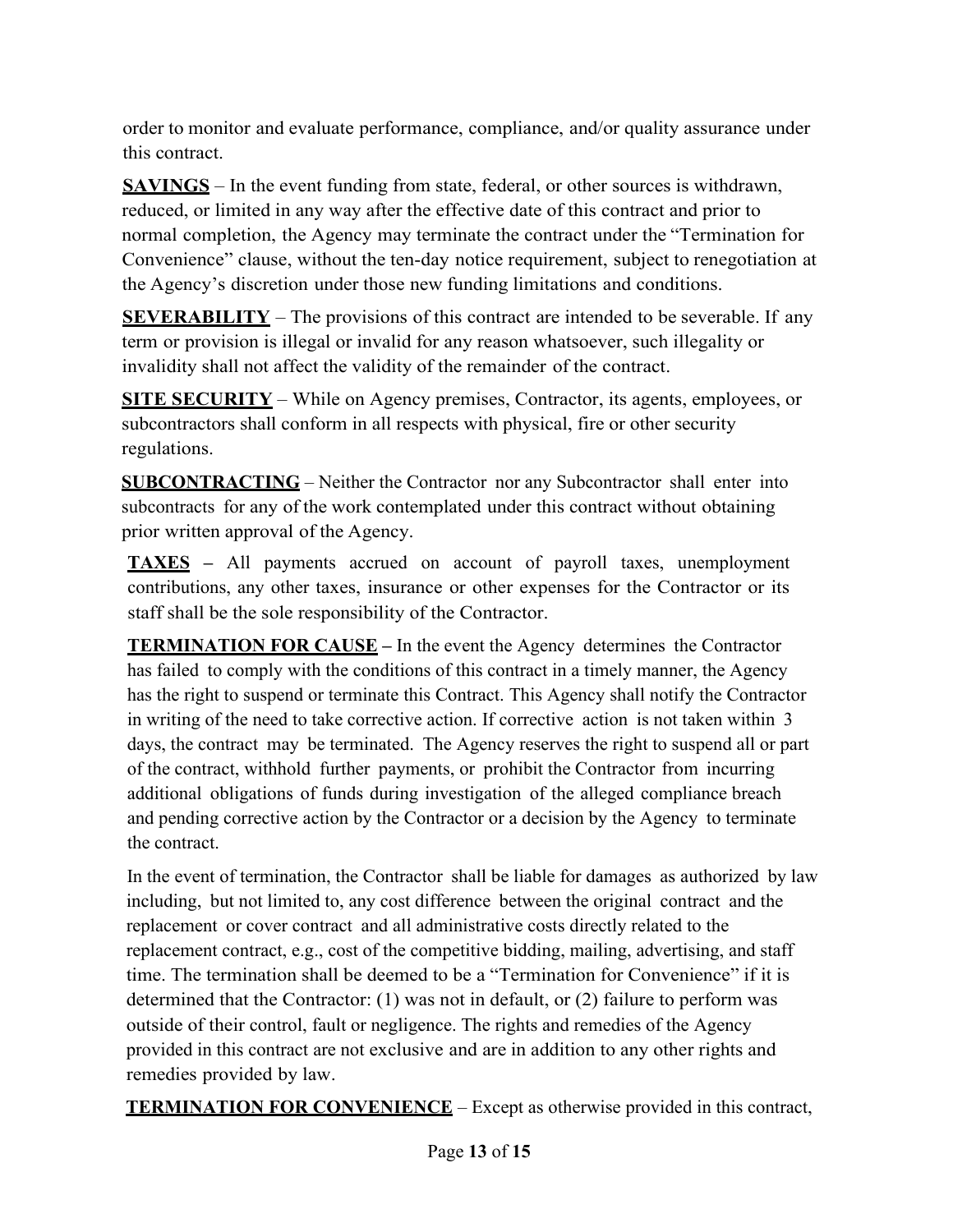order to monitor and evaluate performance, compliance, and/or quality assurance under this contract.

**SAVINGS** – In the event funding from state, federal, or other sources is withdrawn, reduced, or limited in any way after the effective date of this contract and prior to normal completion, the Agency may terminate the contract under the "Termination for Convenience" clause, without the ten-day notice requirement, subject to renegotiation at the Agency's discretion under those new funding limitations and conditions.

**SEVERABILITY** – The provisions of this contract are intended to be severable. If any term or provision is illegal or invalid for any reason whatsoever, such illegality or invalidity shall not affect the validity of the remainder of the contract.

**SITE SECURITY** – While on Agency premises, Contractor, its agents, employees, or subcontractors shall conform in all respects with physical, fire or other security regulations.

**SUBCONTRACTING** – Neither the Contractor nor any Subcontractor shall enter into subcontracts for any of the work contemplated under this contract without obtaining prior written approval of the Agency.

**TAXES –** All payments accrued on account of payroll taxes, unemployment contributions, any other taxes, insurance or other expenses for the Contractor or its staff shall be the sole responsibility of the Contractor.

**TERMINATION FOR CAUSE –** In the event the Agency determines the Contractor has failed to comply with the conditions of this contract in a timely manner, the Agency has the right to suspend or terminate this Contract. This Agency shall notify the Contractor in writing of the need to take corrective action. If corrective action is not taken within 3 days, the contract may be terminated. The Agency reserves the right to suspend all or part of the contract, withhold further payments, or prohibit the Contractor from incurring additional obligations of funds during investigation of the alleged compliance breach and pending corrective action by the Contractor or a decision by the Agency to terminate the contract.

In the event of termination, the Contractor shall be liable for damages as authorized by law including, but not limited to, any cost difference between the original contract and the replacement or cover contract and all administrative costs directly related to the replacement contract, e.g., cost of the competitive bidding, mailing, advertising, and staff time. The termination shall be deemed to be a "Termination for Convenience" if it is determined that the Contractor: (1) was not in default, or (2) failure to perform was outside of their control, fault or negligence. The rights and remedies of the Agency provided in this contract are not exclusive and are in addition to any other rights and remedies provided by law.

**TERMINATION FOR CONVENIENCE** – Except as otherwise provided in this contract,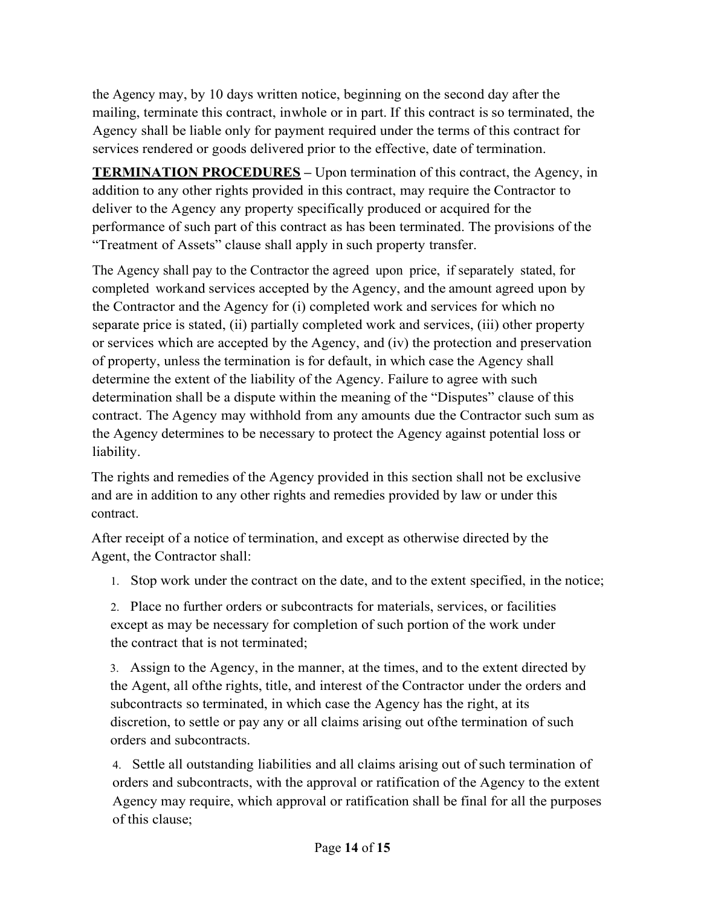the Agency may, by 10 days written notice, beginning on the second day after the mailing, terminate this contract, inwhole or in part. If this contract is so terminated, the Agency shall be liable only for payment required under the terms of this contract for services rendered or goods delivered prior to the effective, date of termination.

**TERMINATION PROCEDURES** – Upon termination of this contract, the Agency, in addition to any other rights provided in this contract, may require the Contractor to deliver to the Agency any property specifically produced or acquired for the performance of such part of this contract as has been terminated. The provisions of the "Treatment of Assets" clause shall apply in such property transfer.

The Agency shall pay to the Contractor the agreed upon price, if separately stated, for completed workand services accepted by the Agency, and the amount agreed upon by the Contractor and the Agency for (i) completed work and services for which no separate price is stated, (ii) partially completed work and services, (iii) other property or services which are accepted by the Agency, and (iv) the protection and preservation of property, unless the termination is for default, in which case the Agency shall determine the extent of the liability of the Agency. Failure to agree with such determination shall be a dispute within the meaning of the "Disputes" clause of this contract. The Agency may withhold from any amounts due the Contractor such sum as the Agency determines to be necessary to protect the Agency against potential loss or liability.

The rights and remedies of the Agency provided in this section shall not be exclusive and are in addition to any other rights and remedies provided by law or under this contract.

After receipt of a notice of termination, and except as otherwise directed by the Agent, the Contractor shall:

1. Stop work under the contract on the date, and to the extent specified, in the notice;
2. Place no further orders or subcontracts for materials, services, or facilities except as may be necessary for completion of such portion of the work under the contract that is not terminated;
3. Assign to the Agency, in the manner, at the times, and to the extent directed by the Agent, all ofthe rights, title, and interest of the Contractor under the orders and subcontracts so terminated, in which case the Agency has the right, at its discretion, to settle or pay any or all claims arising out ofthe termination of such orders and subcontracts.
4. Settle all outstanding liabilities and all claims arising out of such termination of orders and subcontracts, with the approval or ratification of the Agency to the extent Agency may require, which approval or ratification shall be final for all the purposes of this clause;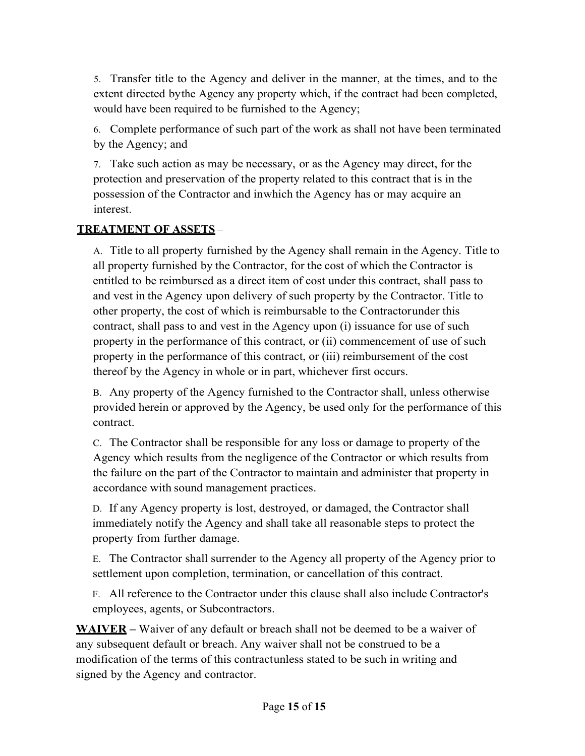5. Transfer title to the Agency and deliver in the manner, at the times, and to the extent directed by the Agency any property which, if the contract had been completed, would have been required to be furnished to the Agency;

6. Complete performance of such part of the work as shall not have been terminated by the Agency; and

7. Take such action as may be necessary, or as the Agency may direct, for the protection and preservation of the property related to this contract that is in the possession of the Contractor and in which the Agency has or may acquire an interest.

**TREATMENT OF ASSETS** –

A. Title to all property furnished by the Agency shall remain in the Agency. Title to all property furnished by the Contractor, for the cost of which the Contractor is entitled to be reimbursed as a direct item of cost under this contract, shall pass to and vest in the Agency upon delivery of such property by the Contractor. Title to other property, the cost of which is reimbursable to the Contractor under this contract, shall pass to and vest in the Agency upon (i) issuance for use of such property in the performance of this contract, or (ii) commencement of use of such property in the performance of this contract, or (iii) reimbursement of the cost thereof by the Agency in whole or in part, whichever first occurs.

B. Any property of the Agency furnished to the Contractor shall, unless otherwise provided herein or approved by the Agency, be used only for the performance of this contract.

C. The Contractor shall be responsible for any loss or damage to property of the Agency which results from the negligence of the Contractor or which results from the failure on the part of the Contractor to maintain and administer that property in accordance with sound management practices.

D. If any Agency property is lost, destroyed, or damaged, the Contractor shall immediately notify the Agency and shall take all reasonable steps to protect the property from further damage.

E. The Contractor shall surrender to the Agency all property of the Agency prior to settlement upon completion, termination, or cancellation of this contract.

F. All reference to the Contractor under this clause shall also include Contractor's employees, agents, or Subcontractors.

**WAIVER** – Waiver of any default or breach shall not be deemed to be a waiver of any subsequent default or breach. Any waiver shall not be construed to be a modification of the terms of this contract unless stated to be such in writing and signed by the Agency and contractor.